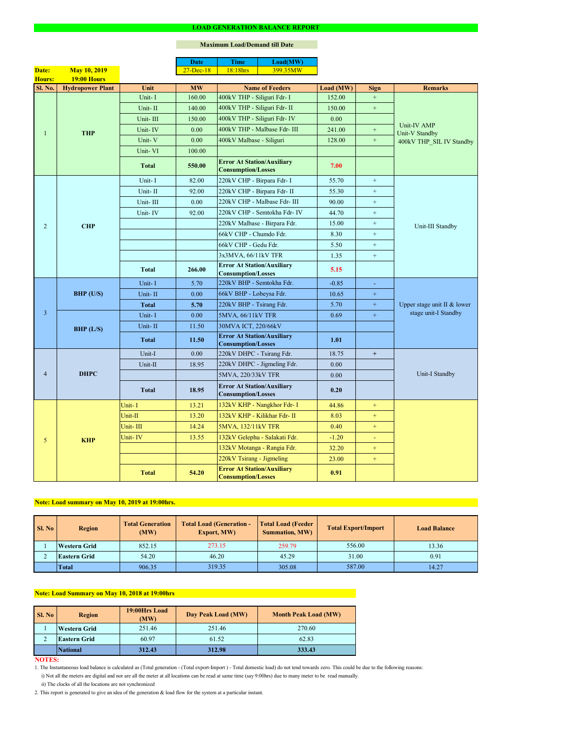# LOAD GENERATION BALANCE REPORT

**Maximum Load/Demand till Date**

| Date | Time | Load(MW) |
|---|---|---|
| 27-Dec-18 | 18:18hrs | 399.35MW |

**Date:** May 10, 2019
**Hours:** 19:00 Hours

| Sl. No. | Hydropower Plant | Unit | MW | Name of Feeders | Load (MW) | Sign | Remarks |
|---|---|---|---|---|---|---|---|
| 1 | THP | Unit- I | 160.00 | 400kV THP - Siliguri Fdr- I | 152.00 | + | Unit-IV AMP Unit-V Standby 400kV THP_SIL IV Standby |
| | | Unit- II | 140.00 | 400kV THP - Siliguri Fdr- II | 150.00 | + | |
| | | Unit- III | 150.00 | 400kV THP - Siliguri Fdr- IV | 0.00 | | |
| | | Unit- IV | 0.00 | 400kV THP - Malbase Fdr- III | 241.00 | + | |
| | | Unit- V | 0.00 | 400kV Malbase - Siliguri | 128.00 | + | |
| | | Unit- VI | 100.00 | | | | |
| | | **Total** | **550.00** | **Error At Station/Auxiliary Consumption/Losses** | **7.00** | | |
| 2 | CHP | Unit- I | 82.00 | 220kV CHP - Birpara Fdr- I | 55.70 | + | Unit-III Standby |
| | | Unit- II | 92.00 | 220kV CHP - Birpara Fdr- II | 55.30 | + | |
| | | Unit- III | 0.00 | 220kV CHP - Malbase Fdr- III | 90.00 | + | |
| | | Unit- IV | 92.00 | 220kV CHP - Semtokha Fdr- IV | 44.70 | + | |
| | | | | 220kV Malbase - Birpara Fdr. | 15.00 | + | |
| | | | | 66kV CHP - Chumdo Fdr. | 8.30 | + | |
| | | | | 66kV CHP - Gedu Fdr. | 5.50 | + | |
| | | | | 3x3MVA, 66/11kV TFR | 1.35 | + | |
| | | **Total** | **266.00** | **Error At Station/Auxiliary Consumption/Losses** | **5.15** | | |
| 3 | BHP (U/S) | Unit- I | 5.70 | 220kV BHP - Semtokha Fdr. | -0.85 | - | Upper stage unit II & lower stage unit-I Standby |
| | | Unit- II | 0.00 | 66kV BHP - Lobeysa Fdr. | 10.65 | + | |
| | | **Total** | **5.70** | 220kV BHP - Tsirang Fdr. | 5.70 | + | |
| | BHP (L/S) | Unit- I | 0.00 | 5MVA, 66/11kV TFR | 0.69 | + | |
| | | Unit- II | 11.50 | 30MVA ICT, 220/66kV | | | |
| | | **Total** | **11.50** | **Error At Station/Auxiliary Consumption/Losses** | **1.01** | | |
| 4 | DHPC | Unit-I | 0.00 | 220kV DHPC - Tsirang Fdr. | 18.75 | + | Unit-I Standby |
| | | Unit-II | 18.95 | 220kV DHPC - Jigmeling Fdr. | 0.00 | | |
| | | | | 5MVA, 220/33kV TFR | 0.00 | | |
| | | **Total** | **18.95** | **Error At Station/Auxiliary Consumption/Losses** | **0.20** | | |
| 5 | KHP | Unit- I | 13.21 | 132kV KHP - Nangkhor Fdr- I | 44.86 | + | |
| | | Unit-II | 13.20 | 132kV KHP - Kilikhar Fdr- II | 8.03 | + | |
| | | Unit- III | 14.24 | 5MVA, 132/11kV TFR | 0.40 | + | |
| | | Unit- IV | 13.55 | 132kV Gelephu - Salakati Fdr. | -1.20 | - | |
| | | | | 132kV Motanga - Rangia Fdr. | 32.20 | + | |
| | | | | 220kV Tsirang - Jigmeling | 23.00 | + | |
| | | **Total** | **54.20** | **Error At Station/Auxiliary Consumption/Losses** | **0.91** | | |

**Note: Load summary on May 10, 2019 at 19:00hrs.**

| Sl. No | Region | Total Generation (MW) | Total Load (Generation - Export, MW) | Total Load (Feeder Summation, MW) | Total Export/Import | Load Balance |
|---|---|---|---|---|---|---|
| 1 | Western Grid | 852.15 | 273.15 | 259.79 | 556.00 | 13.36 |
| 2 | Eastern Grid | 54.20 | 46.20 | 45.29 | 31.00 | 0.91 |
| | Total | 906.35 | 319.35 | 305.08 | 587.00 | 14.27 |

**Note: Load Summary on May 10, 2018 at 19:00hrs**

| Sl. No | Region | 19:00Hrs Load (MW) | Day Peak Load (MW) | Month Peak Load (MW) |
|---|---|---|---|---|
| 1 | Western Grid | 251.46 | 251.46 | 270.60 |
| 2 | Eastern Grid | 60.97 | 61.52 | 62.83 |
| | **National** | **312.43** | **312.98** | **333.43** |

**NOTES:**

1. The Instantaneous load balance is calculated as (Total generation - (Total export-Import ) - Total domestic load) do not tend towards zero. This could be due to the following reasons:
   - i) Not all the meters are digital and nor are all the meter at all locations can be read at same time (say 9:00hrs) due to many meter to be read manually.
   - ii) The clocks of all the locations are not synchronized
2. This report is generated to give an idea of the generation & load flow for the system at a particular instant.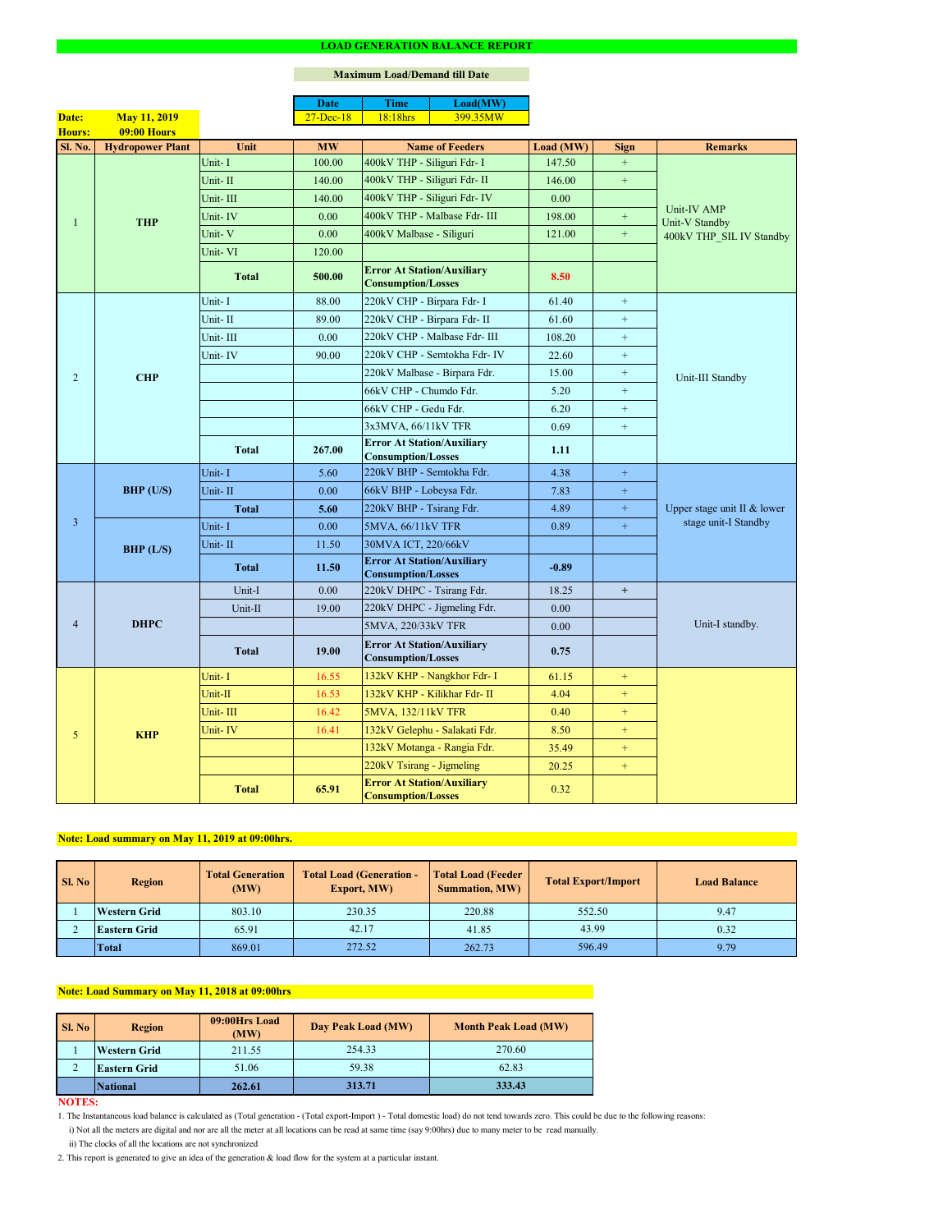# LOAD GENERATION BALANCE REPORT

**Maximum Load/Demand till Date**

| Date | Time | Load(MW) |
|---|---|---|
| 27-Dec-18 | 18:18hrs | 399.35MW |

**Date:** May 11, 2019
**Hours:** 09:00 Hours

| Sl. No. | Hydropower Plant | Unit | MW | Name of Feeders | Load (MW) | Sign | Remarks |
|---|---|---|---|---|---|---|---|
| 1 | THP | Unit- I | 100.00 | 400kV THP - Siliguri Fdr- I | 147.50 | + | Unit-IV AMP Unit-V Standby 400kV THP_SIL IV Standby |
| | | Unit- II | 140.00 | 400kV THP - Siliguri Fdr- II | 146.00 | + | |
| | | Unit- III | 140.00 | 400kV THP - Siliguri Fdr- IV | 0.00 | | |
| | | Unit- IV | 0.00 | 400kV THP - Malbase Fdr- III | 198.00 | + | |
| | | Unit- V | 0.00 | 400kV Malbase - Siliguri | 121.00 | + | |
| | | Unit- VI | 120.00 | | | | |
| | | **Total** | **500.00** | **Error At Station/Auxiliary Consumption/Losses** | **8.50** | | |
| 2 | CHP | Unit- I | 88.00 | 220kV CHP - Birpara Fdr- I | 61.40 | + | Unit-III Standby |
| | | Unit- II | 89.00 | 220kV CHP - Birpara Fdr- II | 61.60 | + | |
| | | Unit- III | 0.00 | 220kV CHP - Malbase Fdr- III | 108.20 | + | |
| | | Unit- IV | 90.00 | 220kV CHP - Semtokha Fdr- IV | 22.60 | + | |
| | | | | 220kV Malbase - Birpara Fdr. | 15.00 | + | |
| | | | | 66kV CHP - Chumdo Fdr. | 5.20 | + | |
| | | | | 66kV CHP - Gedu Fdr. | 6.20 | + | |
| | | | | 3x3MVA, 66/11kV TFR | 0.69 | + | |
| | | **Total** | **267.00** | **Error At Station/Auxiliary Consumption/Losses** | **1.11** | | |
| 3 | BHP (U/S) | Unit- I | 5.60 | 220kV BHP - Semtokha Fdr. | 4.38 | + | Upper stage unit II & lower stage unit-I Standby |
| | | Unit- II | 0.00 | 66kV BHP - Lobeysa Fdr. | 7.83 | + | |
| | | **Total** | **5.60** | 220kV BHP - Tsirang Fdr. | 4.89 | + | |
| | BHP (L/S) | Unit- I | 0.00 | 5MVA, 66/11kV TFR | 0.89 | + | |
| | | Unit- II | 11.50 | 30MVA ICT, 220/66kV | | | |
| | | **Total** | **11.50** | **Error At Station/Auxiliary Consumption/Losses** | **-0.89** | | |
| 4 | DHPC | Unit-I | 0.00 | 220kV DHPC - Tsirang Fdr. | 18.25 | + | Unit-I standby. |
| | | Unit-II | 19.00 | 220kV DHPC - Jigmeling Fdr. | 0.00 | | |
| | | | | 5MVA, 220/33kV TFR | 0.00 | | |
| | | **Total** | **19.00** | **Error At Station/Auxiliary Consumption/Losses** | **0.75** | | |
| 5 | KHP | Unit- I | 16.55 | 132kV KHP - Nangkhor Fdr- I | 61.15 | + | |
| | | Unit-II | 16.53 | 132kV KHP - Kilikhar Fdr- II | 4.04 | + | |
| | | Unit- III | 16.42 | 5MVA, 132/11kV TFR | 0.40 | + | |
| | | Unit- IV | 16.41 | 132kV Gelephu - Salakati Fdr. | 8.50 | + | |
| | | | | 132kV Motanga - Rangia Fdr. | 35.49 | + | |
| | | | | 220kV Tsirang - Jigmeling | 20.25 | + | |
| | | **Total** | **65.91** | **Error At Station/Auxiliary Consumption/Losses** | 0.32 | | |

**Note: Load summary on May 11, 2019 at 09:00hrs.**

| Sl. No | Region | Total Generation (MW) | Total Load (Generation - Export, MW) | Total Load (Feeder Summation, MW) | Total Export/Import | Load Balance |
|---|---|---|---|---|---|---|
| 1 | Western Grid | 803.10 | 230.35 | 220.88 | 552.50 | 9.47 |
| 2 | Eastern Grid | 65.91 | 42.17 | 41.85 | 43.99 | 0.32 |
| | Total | 869.01 | 272.52 | 262.73 | 596.49 | 9.79 |

**Note: Load Summary on May 11, 2018 at 09:00hrs**

| Sl. No | Region | 09:00Hrs Load (MW) | Day Peak Load (MW) | Month Peak Load (MW) |
|---|---|---|---|---|
| 1 | Western Grid | 211.55 | 254.33 | 270.60 |
| 2 | Eastern Grid | 51.06 | 59.38 | 62.83 |
| | **National** | **262.61** | **313.71** | **333.43** |

**NOTES:**

1. The Instantaneous load balance is calculated as (Total generation - (Total export-Import ) - Total domestic load) do not tend towards zero. This could be due to the following reasons:
   i) Not all the meters are digital and nor are all the meter at all locations can be read at same time (say 9:00hrs) due to many meter to be read manually.
   ii) The clocks of all the locations are not synchronized
2. This report is generated to give an idea of the generation & load flow for the system at a particular instant.